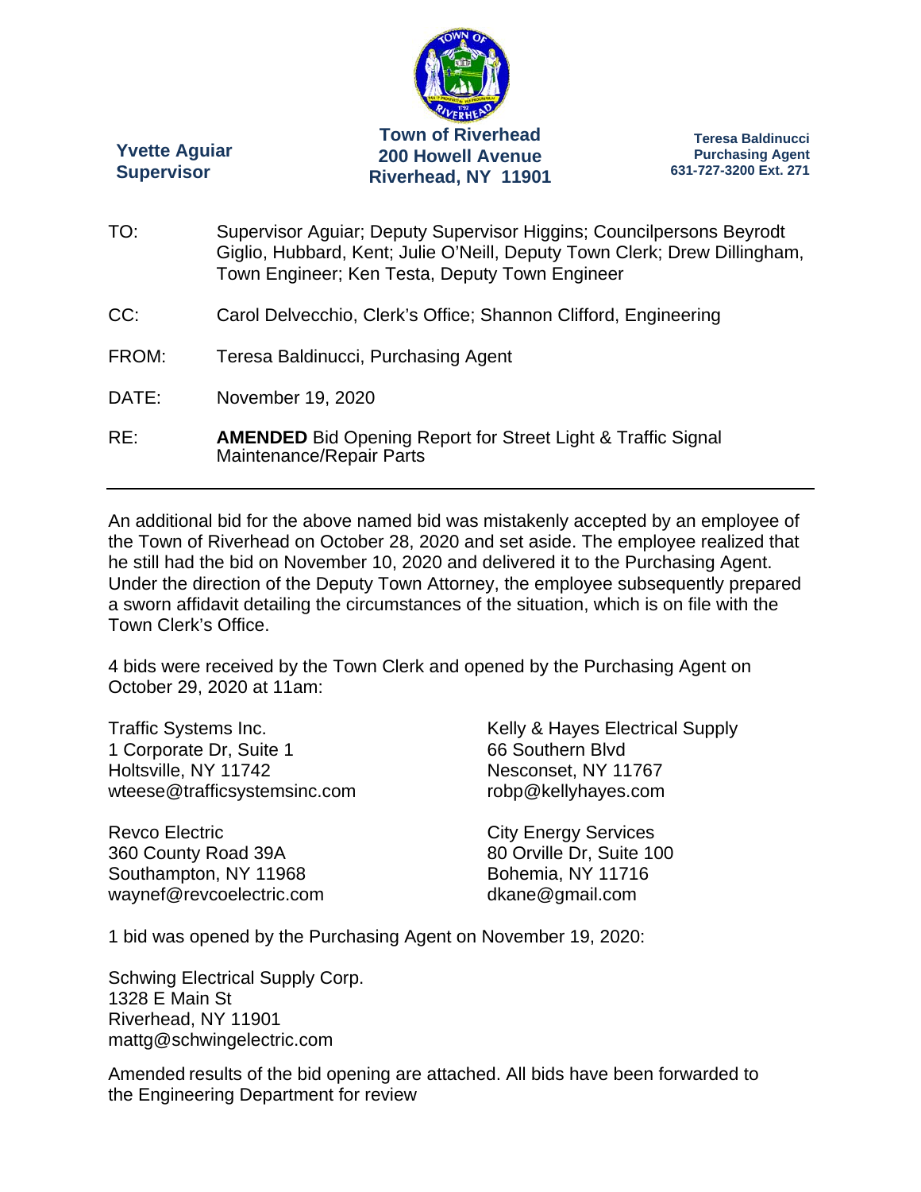**Yvette Aguiar**
**Supervisor**

**Town of Riverhead**
**200 Howell Avenue**
**Riverhead, NY 11901**

**Teresa Baldinucci**
**Purchasing Agent**
**631-727-3200 Ext. 271**

TO: Supervisor Aguiar; Deputy Supervisor Higgins; Councilpersons Beyrodt Giglio, Hubbard, Kent; Julie O'Neill, Deputy Town Clerk; Drew Dillingham, Town Engineer; Ken Testa, Deputy Town Engineer

CC: Carol Delvecchio, Clerk's Office; Shannon Clifford, Engineering

FROM: Teresa Baldinucci, Purchasing Agent

DATE: November 19, 2020

RE: **AMENDED** Bid Opening Report for Street Light & Traffic Signal Maintenance/Repair Parts

---

An additional bid for the above named bid was mistakenly accepted by an employee of the Town of Riverhead on October 28, 2020 and set aside. The employee realized that he still had the bid on November 10, 2020 and delivered it to the Purchasing Agent. Under the direction of the Deputy Town Attorney, the employee subsequently prepared a sworn affidavit detailing the circumstances of the situation, which is on file with the Town Clerk's Office.

4 bids were received by the Town Clerk and opened by the Purchasing Agent on October 29, 2020 at 11am:

Traffic Systems Inc.
1 Corporate Dr, Suite 1
Holtsville, NY 11742
wteese@trafficsystemsinc.com

Kelly & Hayes Electrical Supply
66 Southern Blvd
Nesconset, NY 11767
robp@kellyhayes.com

Revco Electric
360 County Road 39A
Southampton, NY 11968
waynef@revcoelectric.com

City Energy Services
80 Orville Dr, Suite 100
Bohemia, NY 11716
dkane@gmail.com

1 bid was opened by the Purchasing Agent on November 19, 2020:

Schwing Electrical Supply Corp.
1328 E Main St
Riverhead, NY 11901
mattg@schwingelectric.com

Amended results of the bid opening are attached. All bids have been forwarded to the Engineering Department for review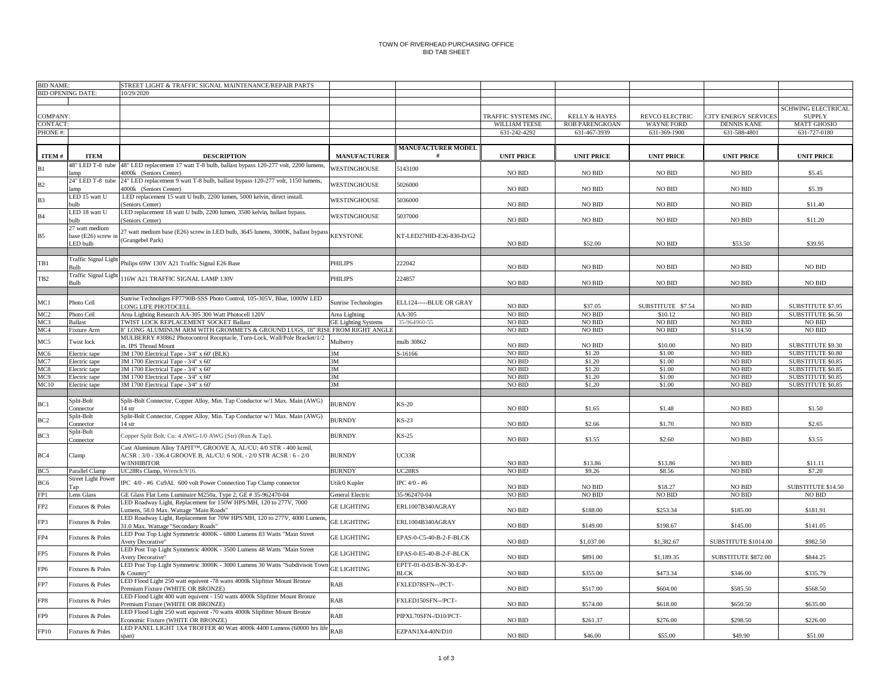TOWN OF RIVERHEAD PURCHASING OFFICE
BID TAB SHEET

| BID NAME: | STREET LIGHT & TRAFFIC SIGNAL MAINTENANCE/REPAIR PARTS | | | | | | | |
|---|---|---|---|---|---|---|---|---|
| BID OPENING DATE: | 10/29/2020 | | | | | | | |
| COMPANY: | | | | TRAFFIC SYSTEMS INC, | KELLY & HAYES | REVCO ELECTRIC | CITY ENERGY SERVICES | SCHWING ELECTRICAL SUPPLY |
| CONTACT: | | | | WILLIAM TEESE | ROB PARENGKOAN | WAYNE FORD | DENNIS KANE | MATT GHOSIO |
| PHONE #: | | | | 631-242-4292 | 631-467-3939 | 631-369-1900 | 631-588-4801 | 631-727-0180 |

| ITEM # | ITEM | DESCRIPTION | MANUFACTURER | MANUFACTURER MODEL # | UNIT PRICE | UNIT PRICE | UNIT PRICE | UNIT PRICE | UNIT PRICE |
|---|---|---|---|---|---|---|---|---|---|
| B1 | 48" LED T-8 tube lamp | 48" LED replacement 17 watt T-8 bulb, ballast bypass 120-277 volt, 2200 lumens, 4000k (Seniors Center) | WESTINGHOUSE | 5143100 | NO BID | NO BID | NO BID | NO BID | $5.45 |
| B2 | 24" LED T-8 tube lamp | 24" LED replacement 9 watt T-8 bulb, ballast bypass 120-277 volt, 1150 lumens, 4000k (Seniors Center) | WESTINGHOUSE | 5026000 | NO BID | NO BID | NO BID | NO BID | $5.39 |
| B3 | LED 15 watt U bulb | LED replacement 15 watt U bulb, 2200 lumen, 5000 kelvin, direct install. (Seniors Center) | WESTINGHOUSE | 5036000 | NO BID | NO BID | NO BID | NO BID | $11.40 |
| B4 | LED 18 watt U bulb | LED replacement 18 watt U bulb, 2200 lumen, 3500 kelvin, ballast bypass. (Seniors Center) | WESTINGHOUSE | 5037000 | NO BID | NO BID | NO BID | NO BID | $11.20 |
| B5 | 27 watt medium base (E26) screw in LED bulb | 27 watt medium base (E26) screw in LED bulb, 3645 lunens, 3000K, ballast bypass (Grangebel Park) | KEYSTONE | KT-LED27HID-E26-830-D/G2 | NO BID | $52.00 | NO BID | $53.50 | $39.95 |
| | | | | | | | | | |
| TB1 | Traffic Signal Light Bulb | Philips 69W 130V A21 Traffic Signal E26 Base | PHILIPS | 222042 | NO BID | NO BID | NO BID | NO BID | NO BID |
| TB2 | Traffic Signal Light Bulb | 116W A21 TRAFFIC SIGNAL LAMP 130V | PHILIPS | 224857 | NO BID | NO BID | NO BID | NO BID | NO BID |
| | | | | | | | | | |
| MC1 | Photo Cell | Sunrise Technologies FP7790B-SSS Photo Control, 105-305V, Blue, 1000W LED LONG LIFE PHOTOCELL | Sunrise Technologies | ELL124-----BLUE OR GRAY | NO BID | $37.05 | SUBSTITUTE $7.54 | NO BID | SUBSTITUTE $7.95 |
| MC2 | Photo Cell | Area Lighting Research AA-305 300 Watt Photocell 120V | Area Lighting | AA-305 | NO BID | NO BID | $10.12 | NO BID | SUBSTITUTE $6.50 |
| MC3 | Ballast | TWIST LOCK REPLACEMENT SOCKET Ballast | GE Lighting Systems | 35-964960-55 | NO BID | NO BID | NO BID | NO BID | NO BID |
| MC4 | Fixture Arm | 8' LONG ALUMINUM ARM WITH GROMMETS & GROUND LUGS, 18" RISE FROM RIGHT ANGLE | | | NO BID | NO BID | NO BID | $114.50 | NO BID |
| MC5 | Twist lock | MULBERRY #30862 Photocontrol Receptacle, Turn-Lock, Wall/Pole Bracket/1/2 in. IPS Thread Mount | Mulberry | mulb 30862 | NO BID | NO BID | $10.00 | NO BID | SUBSTITUTE $9.30 |
| MC6 | Electric tape | 3M 1700 Electrical Tape - 3⁄4" x 60' (BLK) | 3M | S-16166 | NO BID | $1.20 | $1.00 | NO BID | SUBSTITUTE $0.80 |
| MC7 | Electric tape | 3M 1700 Electrical Tape - 3⁄4" x 60' | 3M | | NO BID | $1.20 | $1.00 | NO BID | SUBSTITUTE $0.85 |
| MC8 | Electric tape | 3M 1700 Electrical Tape - 3⁄4" x 60' | 3M | | NO BID | $1.20 | $1.00 | NO BID | SUBSTITUTE $0.85 |
| MC9 | Electric tape | 3M 1700 Electrical Tape - 3⁄4" x 60' | 3M | | NO BID | $1.20 | $1.00 | NO BID | SUBSTITUTE $0.85 |
| MC10 | Electric tape | 3M 1700 Electrical Tape - 3⁄4" x 60' | 3M | | NO BID | $1.20 | $1.00 | NO BID | SUBSTITUTE $0.85 |
| | | | | | | | | | |
| BC1 | Split-Bolt Connector | Split-Bolt Connector, Copper Alloy, Min. Tap Conductor w/1 Max. Main (AWG) 14 str | BURNDY | KS-20 | NO BID | $1.65 | $1.48 | NO BID | $1.50 |
| BC2 | Split-Bolt Connector | Split-Bolt Connector, Copper Alloy, Min. Tap Conductor w/1 Max. Main (AWG) 14 str | BURNDY | KS-23 | NO BID | $2.66 | $1.70 | NO BID | $2.65 |
| BC3 | Split-Bolt Connector | Copper Split Bolt, Cu: 4 AWG-1/0 AWG (Str) (Run & Tap). | BURNDY | KS-25 | NO BID | $3.55 | $2.60 | NO BID | $3.55 |
| BC4 | Clamp | Cast Aluminum Alloy TAPIT™, GROOVE A, AL/CU: 4/0 STR - 400 kcmil, ACSR : 3/0 - 336.4 GROOVE B, AL/CU: 6 SOL - 2/0 STR ACSR : 6 - 2/0 W/INHIBITOR | BURNDY | UC33R | NO BID | $13.86 | $13.86 | NO BID | $11.11 |
| BC5 | Parallel Clamp | UC28Rs Clamp, Wrench:9/16. | BURNDY | UC28RS | NO BID | $9.26 | $8.56 | NO BID | $7.20 |
| BC6 | Street Light Power Tap | IPC 4/0 - #6 Cu9AL 600 volt Power Connection Tap Clamp connector | Utilc0 Kupler | IPC 4/0 - #6 | NO BID | NO BID | $18.27 | NO BID | SUBSTITUTE $14.50 |
| FP1 | Lens Glass | GE Glass Flat Lens Luminaire M250a, Type 2, GE # 35-962470-04 | General Electric | 35-962470-04 | NO BID | NO BID | NO BID | NO BID | NO BID |
| FP2 | Fixtures & Poles | LED Roadway Light, Replacement for 150W HPS/MH, 120 to 277V, 7000 Lumens, 58.0 Max. Wattage "Main Roads" | GE LIGHTING | ERL1007B340AGRAY | NO BID | $188.00 | $253.34 | $185.00 | $181.91 |
| FP3 | Fixtures & Poles | LED Roadway Light, Replacement for 70W HPS/MH, 120 to 277V, 4000 Lumens, 31.0 Max. Wattage "Secondary Roads" | GE LIGHTING | ERL1004B340AGRAY | NO BID | $149.00 | $198.67 | $145.00 | $141.05 |
| FP4 | Fixtures & Poles | LED Post Top Light Symmetric 4000K - 6800 Lumens 83 Watts "Main Street Avery Decorative" | GE LIGHTING | EPAS-0-C5-40-B-2-F-BLCK | NO BID | $1,037.00 | $1,382.67 | SUBSTITUTE $1014.00 | $982.50 |
| FP5 | Fixtures & Poles | LED Post Top Light Symmetric 4000K - 3500 Lumens 48 Watts "Main Street Avery Decorative" | GE LIGHTING | EPAS-0-E5-40-B-2-F-BLCK | NO BID | $891.00 | $1,189.35 | SUBSTITUTE $872.00 | $844.25 |
| FP6 | Fixtures & Poles | LED Post Top Light Symmetric 3000K - 3000 Lumens 30 Watts "Subdivison Town & Country" | GE LIGHTING | EPTT-01-0-03-B-N-30-E-P-BLCK | NO BID | $355.00 | $473.34 | $346.00 | $335.79 |
| FP7 | Fixtures & Poles | LED Flood Light 250 watt equivent -78 watts 4000k Slipfitter Mount Bronze Premium Fixture (WHITE OR BRONZE) | RAB | FXLED78SFN--/PCT- | NO BID | $517.00 | $604.00 | $585.50 | $568.50 |
| FP8 | Fixtures & Poles | LED Flood Light 400 watt equivent - 150 watts 4000k Slipfitter Mount Bronze Premium Fixture (WHITE OR BRONZE) | RAB | FXLED150SFN--/PCT- | NO BID | $574.00 | $618.00 | $650.50 | $635.00 |
| FP9 | Fixtures & Poles | LED Flood Light 250 watt equivent -70 watts 4000k Slipfitter Mount Bronze Economic Fixture (WHITE OR BRONZE) | RAB | PIPXL70SFN-/D10/PCT- | NO BID | $261.37 | $276.00 | $298.50 | $226.00 |
| FP10 | Fixtures & Poles | LED PANEL LIGHT 1X4 TROFFER 40 Watt 4000k 4400 Lumens (60000 hrs life span) | RAB | EZPAN1X4-40N/D10 | NO BID | $46.00 | $55.00 | $49.90 | $51.00 |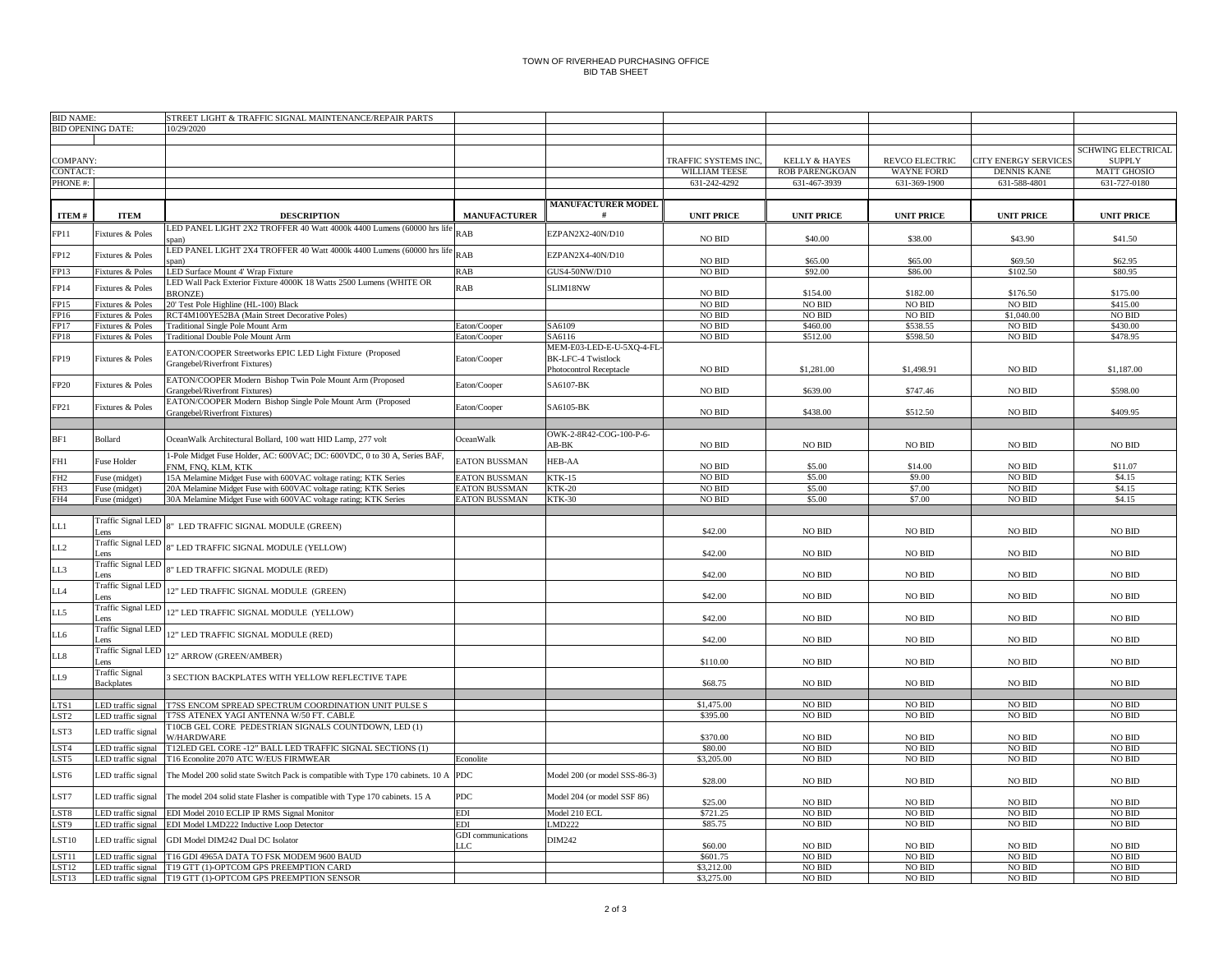TOWN OF RIVERHEAD PURCHASING OFFICE
BID TAB SHEET

| BID NAME: | STREET LIGHT & TRAFFIC SIGNAL MAINTENANCE/REPAIR PARTS | | | | | | | | |
|---|---|---|---|---|---|---|---|---|---|
| BID OPENING DATE: | 10/29/2020 | | | | | | | | |
| COMPANY: | | | | | TRAFFIC SYSTEMS INC. | KELLY & HAYES | REVCO ELECTRIC | CITY ENERGY SERVICES | SCHWING ELECTRICAL SUPPLY |
| CONTACT: | | | | | WILLIAM TEESE | ROB PARENGKOAN | WAYNE FORD | DENNIS KANE | MATT GHOSIO |
| PHONE #: | | | | | 631-242-4292 | 631-467-3939 | 631-369-1900 | 631-588-4801 | 631-727-0180 |
| **ITEM #** | **ITEM** | **DESCRIPTION** | **MANUFACTURER** | **MANUFACTURER MODEL #** | **UNIT PRICE** | **UNIT PRICE** | **UNIT PRICE** | **UNIT PRICE** | **UNIT PRICE** |
| FP11 | Fixtures & Poles | LED PANEL LIGHT 2X2 TROFFER 40 Watt 4000k 4400 Lumens (60000 hrs life span) | RAB | EZPAN2X2-40N/D10 | NO BID | $40.00 | $38.00 | $43.90 | $41.50 |
| FP12 | Fixtures & Poles | LED PANEL LIGHT 2X4 TROFFER 40 Watt 4000k 4400 Lumens (60000 hrs life span) | RAB | EZPAN2X4-40N/D10 | NO BID | $65.00 | $65.00 | $69.50 | $62.95 |
| FP13 | Fixtures & Poles | LED Surface Mount 4' Wrap Fixture | RAB | GUS4-50NW/D10 | NO BID | $92.00 | $86.00 | $102.50 | $80.95 |
| FP14 | Fixtures & Poles | LED Wall Pack Exterior Fixture 4000K 18 Watts 2500 Lumens (WHITE OR BRONZE) | RAB | SLIM18NW | NO BID | $154.00 | $182.00 | $176.50 | $175.00 |
| FP15 | Fixtures & Poles | 20' Test Pole Highline (HL-100) Black | | | NO BID | NO BID | NO BID | NO BID | $415.00 |
| FP16 | Fixtures & Poles | RCT4M100YE52BA (Main Street Decorative Poles) | | | NO BID | NO BID | NO BID | $1,040.00 | NO BID |
| FP17 | Fixtures & Poles | Traditional Single Pole Mount Arm | Eaton/Cooper | SA6109 | NO BID | $460.00 | $538.55 | NO BID | $430.00 |
| FP18 | Fixtures & Poles | Traditional Double Pole Mount Arm | Eaton/Cooper | SA6116 | NO BID | $512.00 | $598.50 | NO BID | $478.95 |
| FP19 | Fixtures & Poles | EATON/COOPER Streetworks EPIC LED Light Fixture (Proposed Grangebel/Riverfront Fixtures) | Eaton/Cooper | MEM-E03-LED-E-U-5XQ-4-FL-BK-LFC-4 Twistlock Photocontrol Receptacle | NO BID | $1,281.00 | $1,498.91 | NO BID | $1,187.00 |
| FP20 | Fixtures & Poles | EATON/COOPER Modern Bishop Twin Pole Mount Arm (Proposed Grangebel/Riverfront Fixtures) | Eaton/Cooper | SA6107-BK | NO BID | $639.00 | $747.46 | NO BID | $598.00 |
| FP21 | Fixtures & Poles | EATON/COOPER Modern Bishop Single Pole Mount Arm (Proposed Grangebel/Riverfront Fixtures) | Eaton/Cooper | SA6105-BK | NO BID | $438.00 | $512.50 | NO BID | $409.95 |
| BF1 | Bollard | OceanWalk Architectural Bollard, 100 watt HID Lamp, 277 volt | OceanWalk | OWK-2-8R42-COG-100-P-6-AB-BK | NO BID | NO BID | NO BID | NO BID | NO BID |
| FH1 | Fuse Holder | 1-Pole Midget Fuse Holder, AC: 600VAC; DC: 600VDC, 0 to 30 A, Series BAF, FNM, FNQ, KLM, KTK | EATON BUSSMAN | HEB-AA | NO BID | $5.00 | $14.00 | NO BID | $11.07 |
| FH2 | Fuse (midget) | 15A Melamine Midget Fuse with 600VAC voltage rating; KTK Series | EATON BUSSMAN | KTK-15 | NO BID | $5.00 | $9.00 | NO BID | $4.15 |
| FH3 | Fuse (midget) | 20A Melamine Midget Fuse with 600VAC voltage rating; KTK Series | EATON BUSSMAN | KTK-20 | NO BID | $5.00 | $7.00 | NO BID | $4.15 |
| FH4 | Fuse (midget) | 30A Melamine Midget Fuse with 600VAC voltage rating; KTK Series | EATON BUSSMAN | KTK-30 | NO BID | $5.00 | $7.00 | NO BID | $4.15 |
| LL1 | Traffic Signal LED Lens | 8" LED TRAFFIC SIGNAL MODULE (GREEN) | | | $42.00 | NO BID | NO BID | NO BID | NO BID |
| LL2 | Traffic Signal LED Lens | 8" LED TRAFFIC SIGNAL MODULE (YELLOW) | | | $42.00 | NO BID | NO BID | NO BID | NO BID |
| LL3 | Traffic Signal LED Lens | 8" LED TRAFFIC SIGNAL MODULE (RED) | | | $42.00 | NO BID | NO BID | NO BID | NO BID |
| LL4 | Traffic Signal LED Lens | 12" LED TRAFFIC SIGNAL MODULE (GREEN) | | | $42.00 | NO BID | NO BID | NO BID | NO BID |
| LL5 | Traffic Signal LED Lens | 12" LED TRAFFIC SIGNAL MODULE (YELLOW) | | | $42.00 | NO BID | NO BID | NO BID | NO BID |
| LL6 | Traffic Signal LED Lens | 12" LED TRAFFIC SIGNAL MODULE (RED) | | | $42.00 | NO BID | NO BID | NO BID | NO BID |
| LL8 | Traffic Signal LED Lens | 12" ARROW (GREEN/AMBER) | | | $110.00 | NO BID | NO BID | NO BID | NO BID |
| LL9 | Traffic Signal Backplates | 3 SECTION BACKPLATES WITH YELLOW REFLECTIVE TAPE | | | $68.75 | NO BID | NO BID | NO BID | NO BID |
| LTS1 | LED traffic signal | T7SS ENCOM SPREAD SPECTRUM COORDINATION UNIT PULSE S | | | $1,475.00 | NO BID | NO BID | NO BID | NO BID |
| LST2 | LED traffic signal | T7SS ATENEX YAGI ANTENNA W/50 FT. CABLE | | | $395.00 | NO BID | NO BID | NO BID | NO BID |
| LST3 | LED traffic signal | T10CB GEL CORE PEDESTRIAN SIGNALS COUNTDOWN, LED (1) W/HARDWARE | | | $370.00 | NO BID | NO BID | NO BID | NO BID |
| LST4 | LED traffic signal | T12LED GEL CORE -12" BALL LED TRAFFIC SIGNAL SECTIONS (1) | | | $80.00 | NO BID | NO BID | NO BID | NO BID |
| LST5 | LED traffic signal | T16 Econolite 2070 ATC W/EUS FIRMWEAR | Econolite | | $3,205.00 | NO BID | NO BID | NO BID | NO BID |
| LST6 | LED traffic signal | The Model 200 solid state Switch Pack is compatible with Type 170 cabinets. 10 A | PDC | Model 200 (or model SSS-86-3) | $28.00 | NO BID | NO BID | NO BID | NO BID |
| LST7 | LED traffic signal | The model 204 solid state Flasher is compatible with Type 170 cabinets. 15 A | PDC | Model 204 (or model SSF 86) | $25.00 | NO BID | NO BID | NO BID | NO BID |
| LST8 | LED traffic signal | EDI Model 2010 ECLIP IP RMS Signal Monitor | EDI | Model 210 ECL | $721.25 | NO BID | NO BID | NO BID | NO BID |
| LST9 | LED traffic signal | EDI Model LMD222 Inductive Loop Detector | EDI | LMD222 | $85.75 | NO BID | NO BID | NO BID | NO BID |
| LST10 | LED traffic signal | GDI Model DIM242 Dual DC Isolator | GDI communications LLC | DIM242 | $60.00 | NO BID | NO BID | NO BID | NO BID |
| LST11 | LED traffic signal | T16 GDI 4965A DATA TO FSK MODEM 9600 BAUD | | | $601.75 | NO BID | NO BID | NO BID | NO BID |
| LST12 | LED traffic signal | T19 GTT (1)-OPTCOM GPS PREEMPTION CARD | | | $3,212.00 | NO BID | NO BID | NO BID | NO BID |
| LST13 | LED traffic signal | T19 GTT (1)-OPTCOM GPS PREEMPTION SENSOR | | | $3,275.00 | NO BID | NO BID | NO BID | NO BID |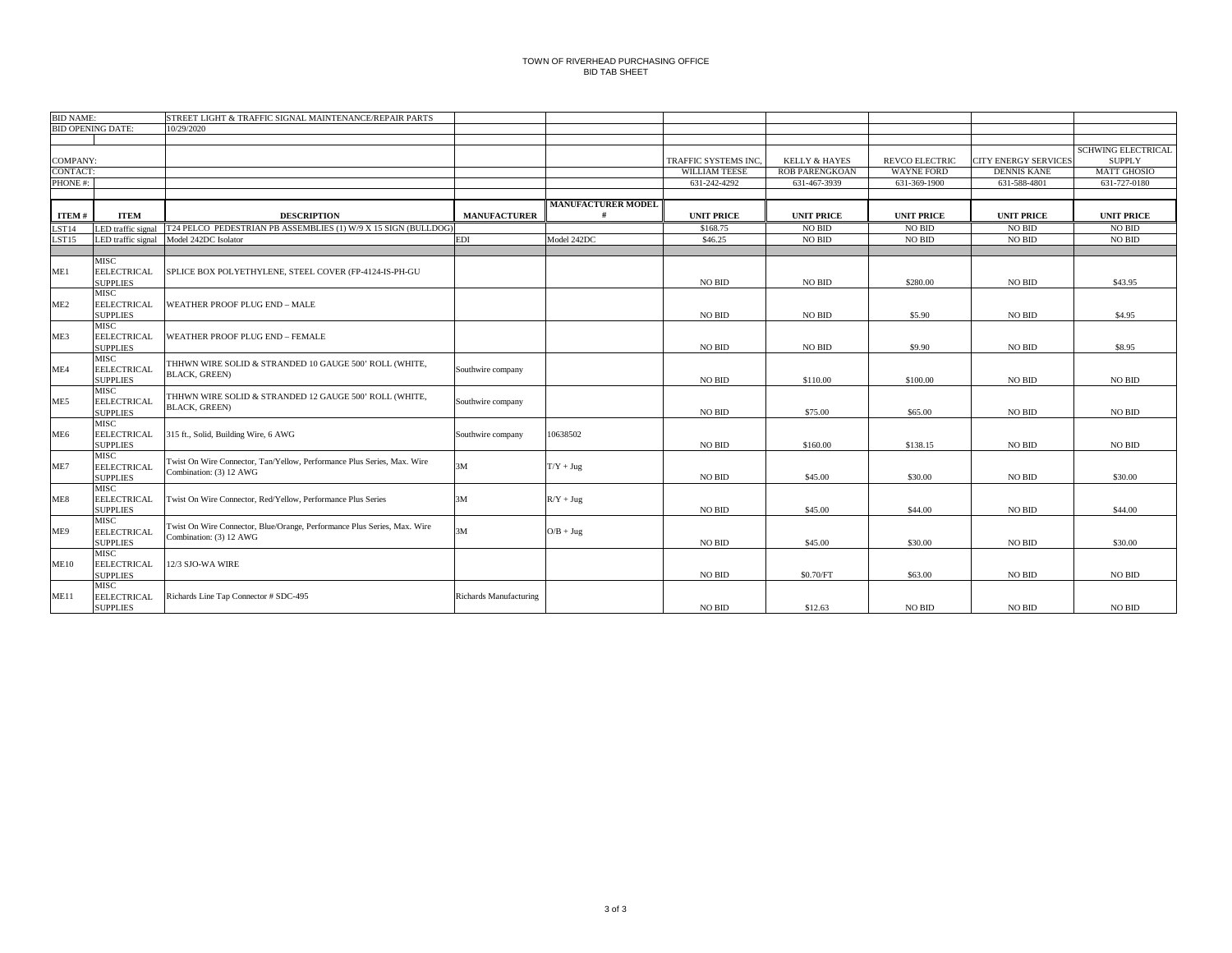TOWN OF RIVERHEAD PURCHASING OFFICE
BID TAB SHEET

| | | | | | | | | | |
|---|---|---|---|---|---|---|---|---|---|
| BID NAME: | | STREET LIGHT & TRAFFIC SIGNAL MAINTENANCE/REPAIR PARTS | | | | | | | |
| BID OPENING DATE: | | 10/29/2020 | | | | | | | |
| COMPANY: | | | | | TRAFFIC SYSTEMS INC. | KELLY & HAYES | REVCO ELECTRIC | CITY ENERGY SERVICES | SCHWING ELECTRICAL SUPPLY |
| CONTACT: | | | | | WILLIAM TEESE | ROB PARENGKOAN | WAYNE FORD | DENNIS KANE | MATT GHOSIO |
| PHONE #: | | | | | 631-242-4292 | 631-467-3939 | 631-369-1900 | 631-588-4801 | 631-727-0180 |
| **ITEM #** | **ITEM** | **DESCRIPTION** | **MANUFACTURER** | **MANUFACTURER MODEL #** | **UNIT PRICE** | **UNIT PRICE** | **UNIT PRICE** | **UNIT PRICE** | **UNIT PRICE** |
| LST14 | LED traffic signal | T24 PELCO PEDESTRIAN PB ASSEMBLIES (1) W/9 X 15 SIGN (BULLDOG) | | | $168.75 | NO BID | NO BID | NO BID | NO BID |
| LST15 | LED traffic signal | Model 242DC Isolator | EDI | Model 242DC | $46.25 | NO BID | NO BID | NO BID | NO BID |
| ME1 | MISC EELECTRICAL SUPPLIES | SPLICE BOX POLYETHYLENE, STEEL COVER (FP-4124-IS-PH-GU | | | NO BID | NO BID | $280.00 | NO BID | $43.95 |
| ME2 | MISC EELECTRICAL SUPPLIES | WEATHER PROOF PLUG END – MALE | | | NO BID | NO BID | $5.90 | NO BID | $4.95 |
| ME3 | MISC EELECTRICAL SUPPLIES | WEATHER PROOF PLUG END – FEMALE | | | NO BID | NO BID | $9.90 | NO BID | $8.95 |
| ME4 | MISC EELECTRICAL SUPPLIES | THHWN WIRE SOLID & STRANDED 10 GAUGE 500' ROLL (WHITE, BLACK, GREEN) | Southwire company | | NO BID | $110.00 | $100.00 | NO BID | NO BID |
| ME5 | MISC EELECTRICAL SUPPLIES | THHWN WIRE SOLID & STRANDED 12 GAUGE 500' ROLL (WHITE, BLACK, GREEN) | Southwire company | | NO BID | $75.00 | $65.00 | NO BID | NO BID |
| ME6 | MISC EELECTRICAL SUPPLIES | 315 ft., Solid, Building Wire, 6 AWG | Southwire company | 10638502 | NO BID | $160.00 | $138.15 | NO BID | NO BID |
| ME7 | MISC EELECTRICAL SUPPLIES | Twist On Wire Connector, Tan/Yellow, Performance Plus Series, Max. Wire Combination: (3) 12 AWG | 3M | T/Y + Jug | NO BID | $45.00 | $30.00 | NO BID | $30.00 |
| ME8 | MISC EELECTRICAL SUPPLIES | Twist On Wire Connector, Red/Yellow, Performance Plus Series | 3M | R/Y + Jug | NO BID | $45.00 | $44.00 | NO BID | $44.00 |
| ME9 | MISC EELECTRICAL SUPPLIES | Twist On Wire Connector, Blue/Orange, Performance Plus Series, Max. Wire Combination: (3) 12 AWG | 3M | O/B + Jug | NO BID | $45.00 | $30.00 | NO BID | $30.00 |
| ME10 | MISC EELECTRICAL SUPPLIES | 12/3 SJO-WA WIRE | | | NO BID | $0.70/FT | $63.00 | NO BID | NO BID |
| ME11 | MISC EELECTRICAL SUPPLIES | Richards Line Tap Connector # SDC-495 | Richards Manufacturing | | NO BID | $12.63 | NO BID | NO BID | NO BID |